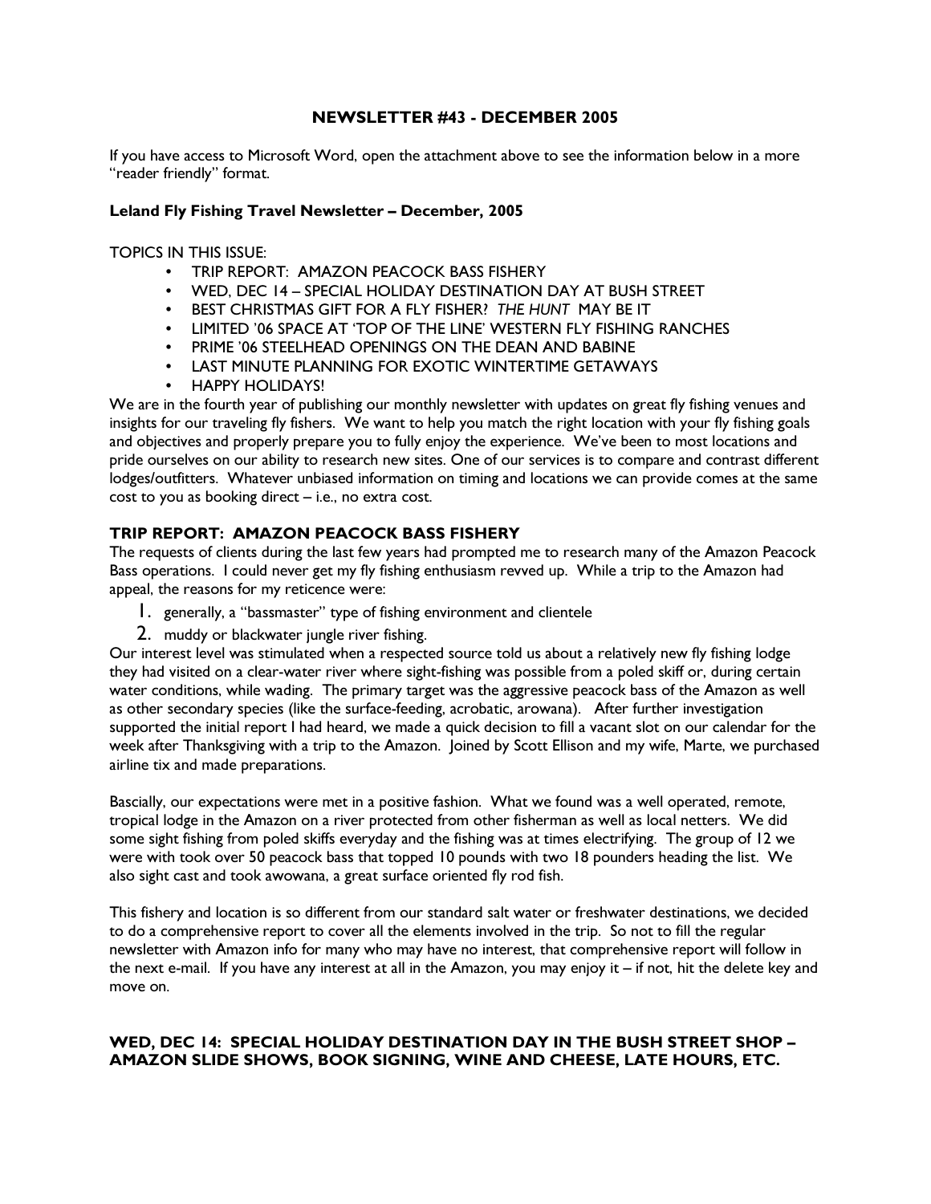# NEWSLETTER #43 - DECEMBER 2005

If you have access to Microsoft Word, open the attachment above to see the information below in a more "reader friendly" format.

**Leland Fly Fishing Travel Newsletter – December, 2005**

TOPICS IN THIS ISSUE:

- TRIP REPORT: AMAZON PEACOCK BASS FISHERY
- WED, DEC 14 – SPECIAL HOLIDAY DESTINATION DAY AT BUSH STREET
- BEST CHRISTMAS GIFT FOR A FLY FISHER? *THE HUNT* MAY BE IT
- LIMITED '06 SPACE AT 'TOP OF THE LINE' WESTERN FLY FISHING RANCHES
- PRIME '06 STEELHEAD OPENINGS ON THE DEAN AND BABINE
- LAST MINUTE PLANNING FOR EXOTIC WINTERTIME GETAWAYS
- HAPPY HOLIDAYS!

We are in the fourth year of publishing our monthly newsletter with updates on great fly fishing venues and insights for our traveling fly fishers. We want to help you match the right location with your fly fishing goals and objectives and properly prepare you to fully enjoy the experience. We've been to most locations and pride ourselves on our ability to research new sites. One of our services is to compare and contrast different lodges/outfitters. Whatever unbiased information on timing and locations we can provide comes at the same cost to you as booking direct – i.e., no extra cost.

## TRIP REPORT: AMAZON PEACOCK BASS FISHERY

The requests of clients during the last few years had prompted me to research many of the Amazon Peacock Bass operations. I could never get my fly fishing enthusiasm revved up. While a trip to the Amazon had appeal, the reasons for my reticence were:

1. generally, a "bassmaster" type of fishing environment and clientele
2. muddy or blackwater jungle river fishing.

Our interest level was stimulated when a respected source told us about a relatively new fly fishing lodge they had visited on a clear-water river where sight-fishing was possible from a poled skiff or, during certain water conditions, while wading. The primary target was the aggressive peacock bass of the Amazon as well as other secondary species (like the surface-feeding, acrobatic, arowana). After further investigation supported the initial report I had heard, we made a quick decision to fill a vacant slot on our calendar for the week after Thanksgiving with a trip to the Amazon. Joined by Scott Ellison and my wife, Marte, we purchased airline tix and made preparations.

Bascially, our expectations were met in a positive fashion. What we found was a well operated, remote, tropical lodge in the Amazon on a river protected from other fisherman as well as local netters. We did some sight fishing from poled skiffs everyday and the fishing was at times electrifying. The group of 12 we were with took over 50 peacock bass that topped 10 pounds with two 18 pounders heading the list. We also sight cast and took awowana, a great surface oriented fly rod fish.

This fishery and location is so different from our standard salt water or freshwater destinations, we decided to do a comprehensive report to cover all the elements involved in the trip. So not to fill the regular newsletter with Amazon info for many who may have no interest, that comprehensive report will follow in the next e-mail. If you have any interest at all in the Amazon, you may enjoy it – if not, hit the delete key and move on.

## WED, DEC 14: SPECIAL HOLIDAY DESTINATION DAY IN THE BUSH STREET SHOP – AMAZON SLIDE SHOWS, BOOK SIGNING, WINE AND CHEESE, LATE HOURS, ETC.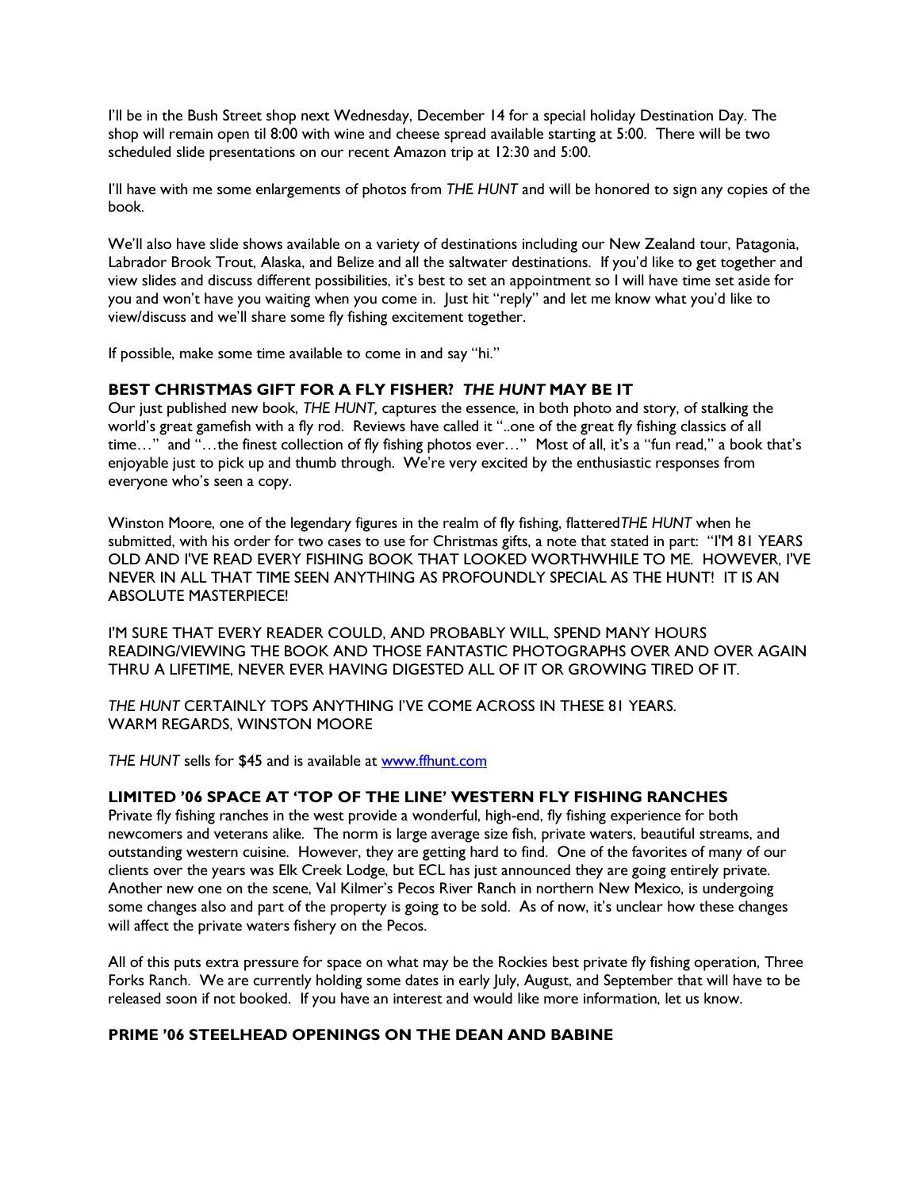I'll be in the Bush Street shop next Wednesday, December 14 for a special holiday Destination Day. The shop will remain open til 8:00 with wine and cheese spread available starting at 5:00. There will be two scheduled slide presentations on our recent Amazon trip at 12:30 and 5:00.

I'll have with me some enlargements of photos from *THE HUNT* and will be honored to sign any copies of the book.

We'll also have slide shows available on a variety of destinations including our New Zealand tour, Patagonia, Labrador Brook Trout, Alaska, and Belize and all the saltwater destinations. If you'd like to get together and view slides and discuss different possibilities, it's best to set an appointment so I will have time set aside for you and won't have you waiting when you come in. Just hit "reply" and let me know what you'd like to view/discuss and we'll share some fly fishing excitement together.

If possible, make some time available to come in and say "hi."

**BEST CHRISTMAS GIFT FOR A FLY FISHER? *THE HUNT* MAY BE IT**

Our just published new book, *THE HUNT,* captures the essence, in both photo and story, of stalking the world's great gamefish with a fly rod. Reviews have called it "..one of the great fly fishing classics of all time…" and "…the finest collection of fly fishing photos ever…" Most of all, it's a "fun read," a book that's enjoyable just to pick up and thumb through. We're very excited by the enthusiastic responses from everyone who's seen a copy.

Winston Moore, one of the legendary figures in the realm of fly fishing, flattered*THE HUNT* when he submitted, with his order for two cases to use for Christmas gifts, a note that stated in part: "I'M 81 YEARS OLD AND I'VE READ EVERY FISHING BOOK THAT LOOKED WORTHWHILE TO ME. HOWEVER, I'VE NEVER IN ALL THAT TIME SEEN ANYTHING AS PROFOUNDLY SPECIAL AS THE HUNT! IT IS AN ABSOLUTE MASTERPIECE!

I'M SURE THAT EVERY READER COULD, AND PROBABLY WILL, SPEND MANY HOURS READING/VIEWING THE BOOK AND THOSE FANTASTIC PHOTOGRAPHS OVER AND OVER AGAIN THRU A LIFETIME, NEVER EVER HAVING DIGESTED ALL OF IT OR GROWING TIRED OF IT.

*THE HUNT* CERTAINLY TOPS ANYTHING I'VE COME ACROSS IN THESE 81 YEARS.
WARM REGARDS, WINSTON MOORE

*THE HUNT* sells for $45 and is available at www.ffhunt.com

**LIMITED '06 SPACE AT 'TOP OF THE LINE' WESTERN FLY FISHING RANCHES**

Private fly fishing ranches in the west provide a wonderful, high-end, fly fishing experience for both newcomers and veterans alike. The norm is large average size fish, private waters, beautiful streams, and outstanding western cuisine. However, they are getting hard to find. One of the favorites of many of our clients over the years was Elk Creek Lodge, but ECL has just announced they are going entirely private. Another new one on the scene, Val Kilmer's Pecos River Ranch in northern New Mexico, is undergoing some changes also and part of the property is going to be sold. As of now, it's unclear how these changes will affect the private waters fishery on the Pecos.

All of this puts extra pressure for space on what may be the Rockies best private fly fishing operation, Three Forks Ranch. We are currently holding some dates in early July, August, and September that will have to be released soon if not booked. If you have an interest and would like more information, let us know.

**PRIME '06 STEELHEAD OPENINGS ON THE DEAN AND BABINE**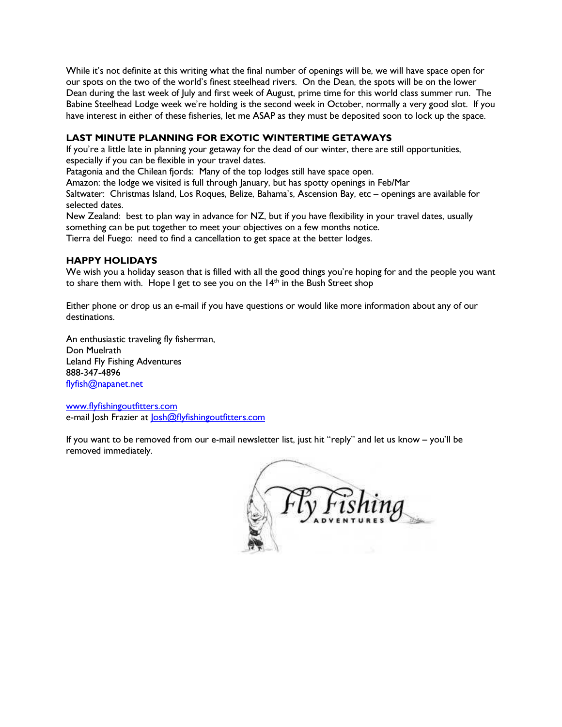While it's not definite at this writing what the final number of openings will be, we will have space open for our spots on the two of the world's finest steelhead rivers. On the Dean, the spots will be on the lower Dean during the last week of July and first week of August, prime time for this world class summer run. The Babine Steelhead Lodge week we're holding is the second week in October, normally a very good slot. If you have interest in either of these fisheries, let me ASAP as they must be deposited soon to lock up the space.

### LAST MINUTE PLANNING FOR EXOTIC WINTERTIME GETAWAYS

If you're a little late in planning your getaway for the dead of our winter, there are still opportunities, especially if you can be flexible in your travel dates.
Patagonia and the Chilean fjords: Many of the top lodges still have space open.
Amazon: the lodge we visited is full through January, but has spotty openings in Feb/Mar
Saltwater: Christmas Island, Los Roques, Belize, Bahama's, Ascension Bay, etc – openings are available for selected dates.
New Zealand: best to plan way in advance for NZ, but if you have flexibility in your travel dates, usually something can be put together to meet your objectives on a few months notice.
Tierra del Fuego: need to find a cancellation to get space at the better lodges.

### HAPPY HOLIDAYS

We wish you a holiday season that is filled with all the good things you're hoping for and the people you want to share them with. Hope I get to see you on the 14th in the Bush Street shop

Either phone or drop us an e-mail if you have questions or would like more information about any of our destinations.

An enthusiastic traveling fly fisherman,
Don Muelrath
Leland Fly Fishing Adventures
888-347-4896
flyfish@napanet.net

www.flyfishingoutfitters.com
e-mail Josh Frazier at Josh@flyfishingoutfitters.com

If you want to be removed from our e-mail newsletter list, just hit "reply" and let us know – you'll be removed immediately.

Fly Fishing ADVENTURES